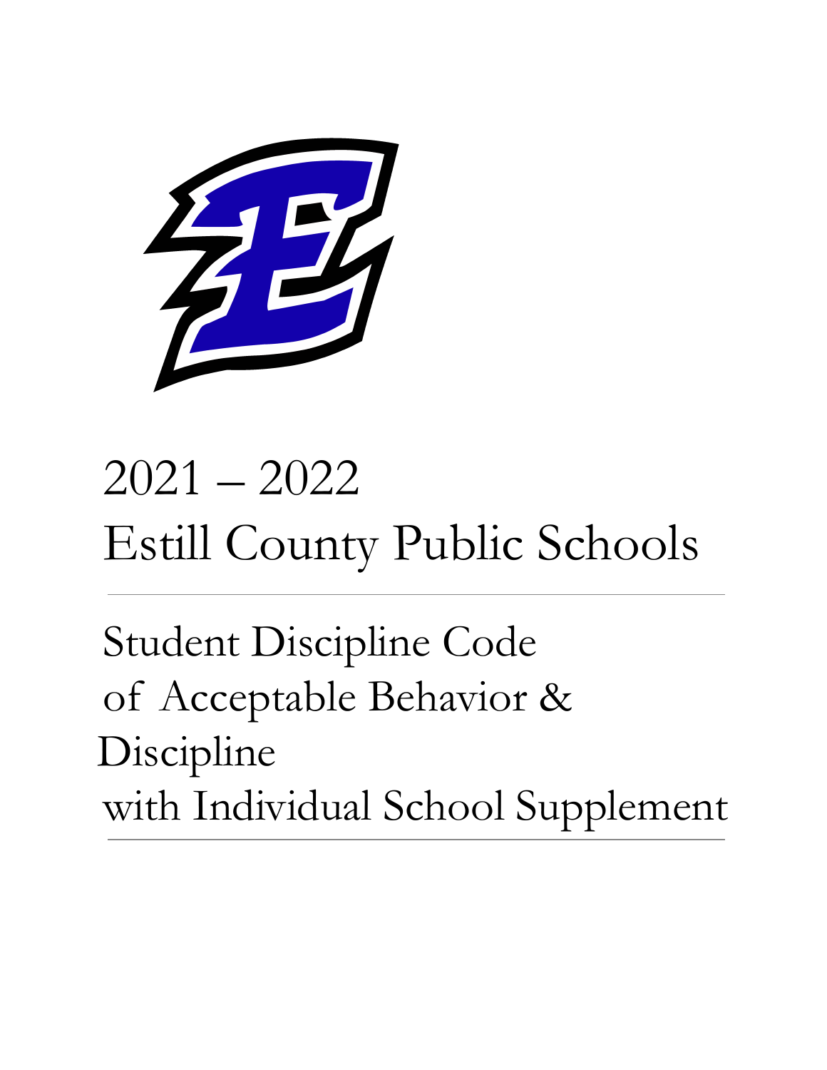# 2021 – 2022 Estill County Public Schools

## Student Discipline Code of Acceptable Behavior & Discipline with Individual School Supplement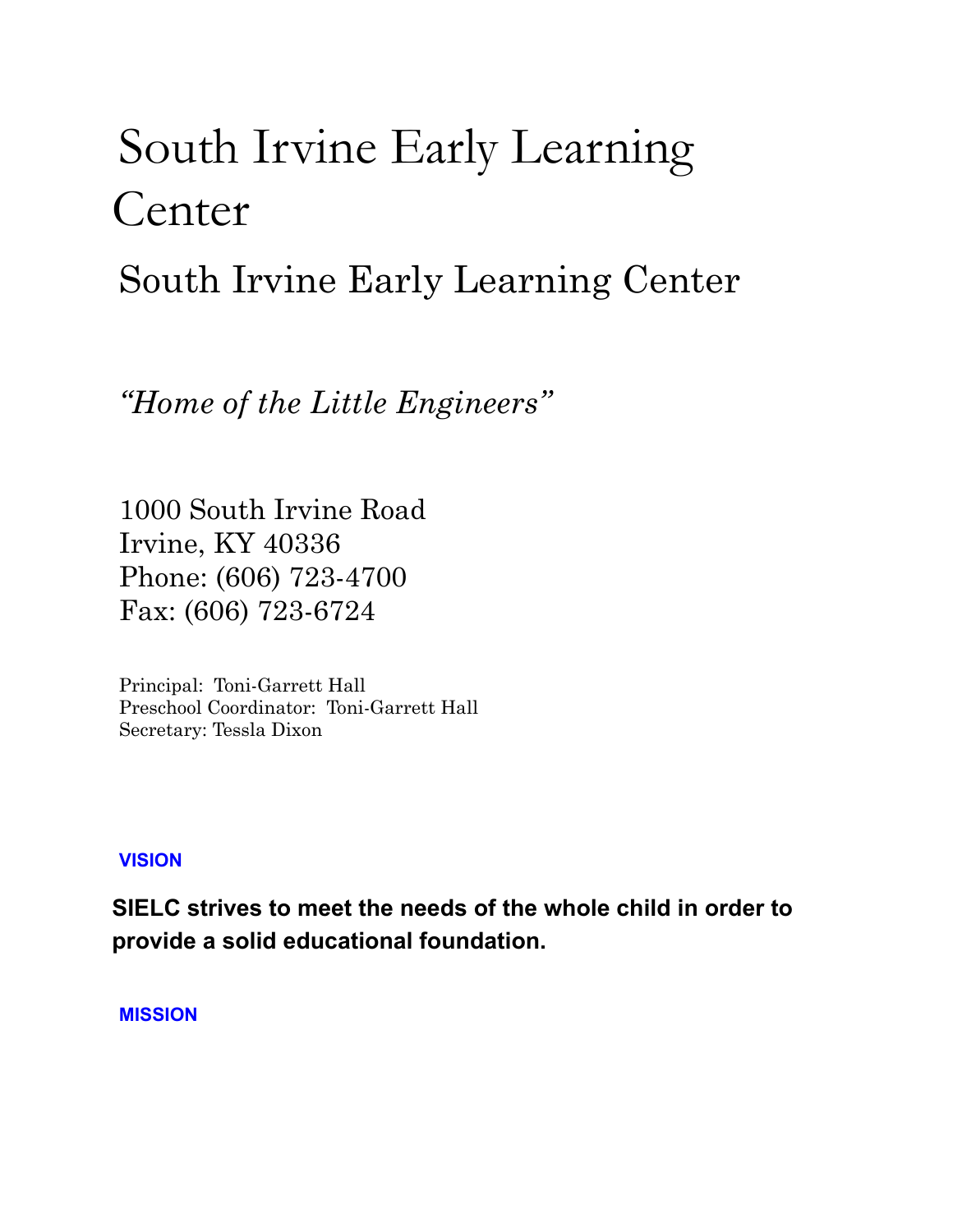# South Irvine Early Learning Center

## South Irvine Early Learning Center

*"Home of the Little Engineers"*

1000 South Irvine Road
Irvine, KY 40336
Phone: (606) 723-4700
Fax: (606) 723-6724

Principal: Toni-Garrett Hall
Preschool Coordinator: Toni-Garrett Hall
Secretary: Tessla Dixon

**VISION**

**SIELC strives to meet the needs of the whole child in order to provide a solid educational foundation.**

**MISSION**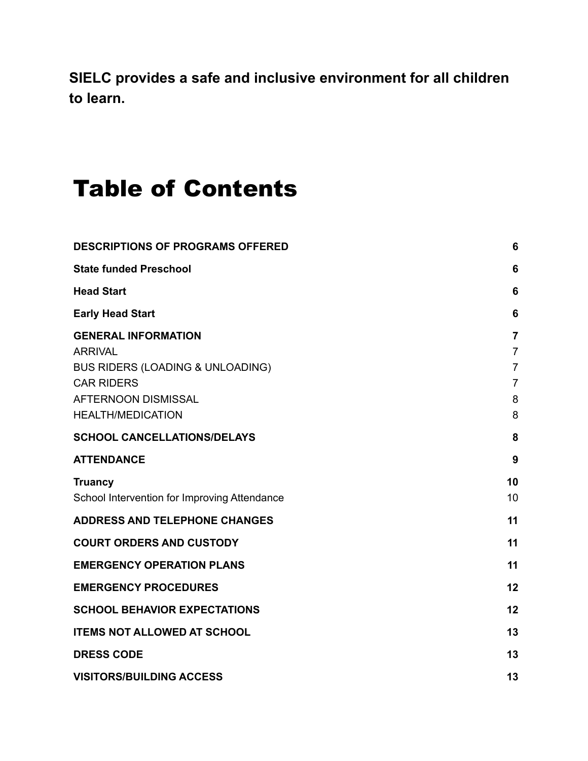**SIELC provides a safe and inclusive environment for all children to learn.**

# Table of Contents

| | |
|---|---|
| **DESCRIPTIONS OF PROGRAMS OFFERED** | **6** |
| **State funded Preschool** | **6** |
| **Head Start** | **6** |
| **Early Head Start** | **6** |
| **GENERAL INFORMATION** | **7** |
| ARRIVAL | 7 |
| BUS RIDERS (LOADING & UNLOADING) | 7 |
| CAR RIDERS | 7 |
| AFTERNOON DISMISSAL | 8 |
| HEALTH/MEDICATION | 8 |
| **SCHOOL CANCELLATIONS/DELAYS** | **8** |
| **ATTENDANCE** | **9** |
| **Truancy** | **10** |
| School Intervention for Improving Attendance | 10 |
| **ADDRESS AND TELEPHONE CHANGES** | **11** |
| **COURT ORDERS AND CUSTODY** | **11** |
| **EMERGENCY OPERATION PLANS** | **11** |
| **EMERGENCY PROCEDURES** | **12** |
| **SCHOOL BEHAVIOR EXPECTATIONS** | **12** |
| **ITEMS NOT ALLOWED AT SCHOOL** | **13** |
| **DRESS CODE** | **13** |
| **VISITORS/BUILDING ACCESS** | **13** |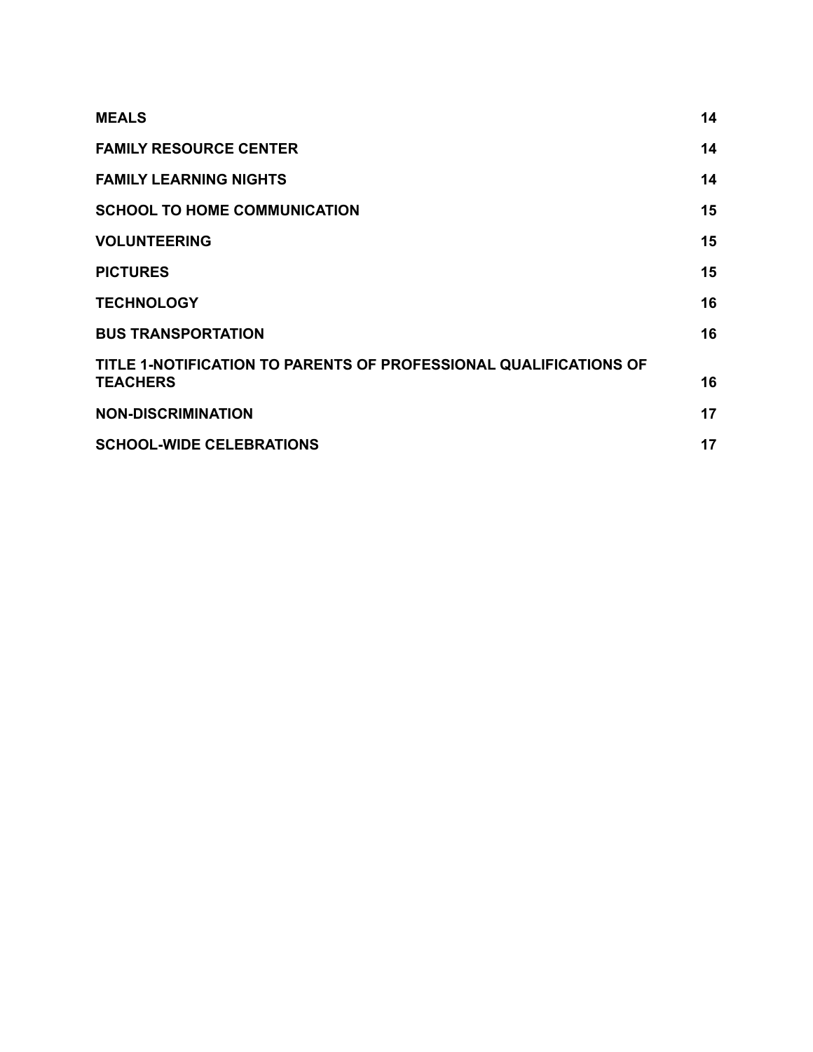| | |
|---|---|
| **MEALS** | **14** |
| **FAMILY RESOURCE CENTER** | **14** |
| **FAMILY LEARNING NIGHTS** | **14** |
| **SCHOOL TO HOME COMMUNICATION** | **15** |
| **VOLUNTEERING** | **15** |
| **PICTURES** | **15** |
| **TECHNOLOGY** | **16** |
| **BUS TRANSPORTATION** | **16** |
| **TITLE 1-NOTIFICATION TO PARENTS OF PROFESSIONAL QUALIFICATIONS OF TEACHERS** | **16** |
| **NON-DISCRIMINATION** | **17** |
| **SCHOOL-WIDE CELEBRATIONS** | **17** |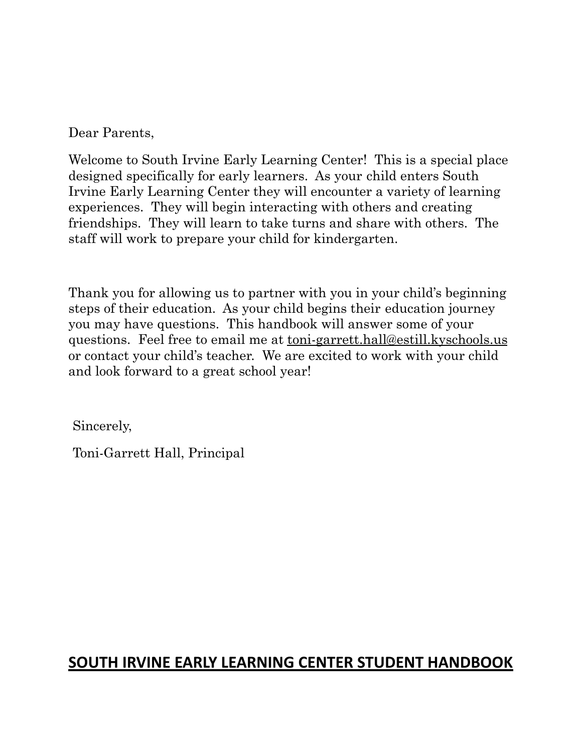Dear Parents,

Welcome to South Irvine Early Learning Center! This is a special place designed specifically for early learners. As your child enters South Irvine Early Learning Center they will encounter a variety of learning experiences. They will begin interacting with others and creating friendships. They will learn to take turns and share with others. The staff will work to prepare your child for kindergarten.

Thank you for allowing us to partner with you in your child's beginning steps of their education. As your child begins their education journey you may have questions. This handbook will answer some of your questions. Feel free to email me at toni-garrett.hall@estill.kyschools.us or contact your child's teacher. We are excited to work with your child and look forward to a great school year!

Sincerely,

Toni-Garrett Hall, Principal

## SOUTH IRVINE EARLY LEARNING CENTER STUDENT HANDBOOK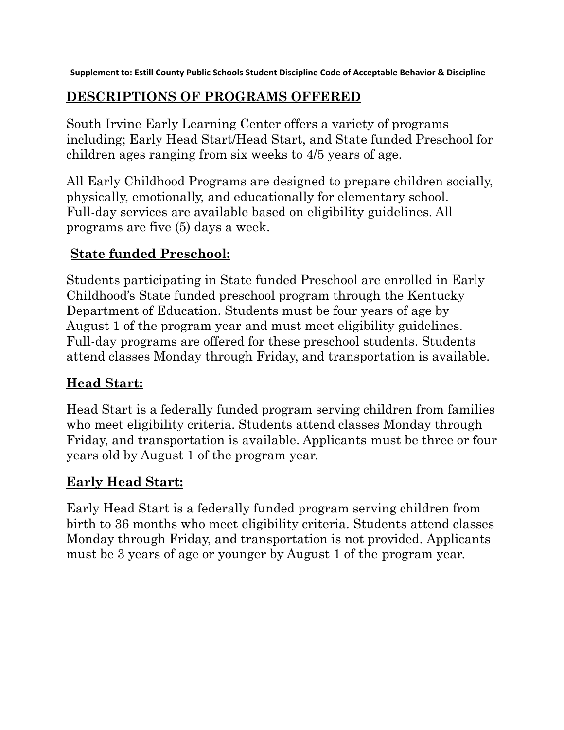## DESCRIPTIONS OF PROGRAMS OFFERED

South Irvine Early Learning Center offers a variety of programs including; Early Head Start/Head Start, and State funded Preschool for children ages ranging from six weeks to 4/5 years of age.

All Early Childhood Programs are designed to prepare children socially, physically, emotionally, and educationally for elementary school. Full-day services are available based on eligibility guidelines. All programs are five (5) days a week.

### State funded Preschool:

Students participating in State funded Preschool are enrolled in Early Childhood's State funded preschool program through the Kentucky Department of Education. Students must be four years of age by August 1 of the program year and must meet eligibility guidelines. Full-day programs are offered for these preschool students. Students attend classes Monday through Friday, and transportation is available.

### Head Start:

Head Start is a federally funded program serving children from families who meet eligibility criteria. Students attend classes Monday through Friday, and transportation is available. Applicants must be three or four years old by August 1 of the program year.

### Early Head Start:

Early Head Start is a federally funded program serving children from birth to 36 months who meet eligibility criteria. Students attend classes Monday through Friday, and transportation is not provided. Applicants must be 3 years of age or younger by August 1 of the program year.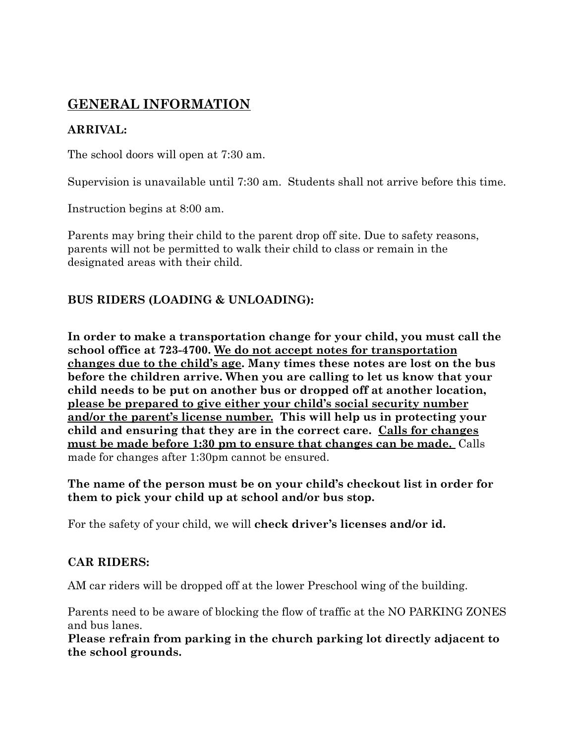## GENERAL INFORMATION

### ARRIVAL:

The school doors will open at 7:30 am.

Supervision is unavailable until 7:30 am. Students shall not arrive before this time.

Instruction begins at 8:00 am.

Parents may bring their child to the parent drop off site. Due to safety reasons, parents will not be permitted to walk their child to class or remain in the designated areas with their child.

### BUS RIDERS (LOADING & UNLOADING):

**In order to make a transportation change for your child, you must call the school office at 723-4700. <u>We do not accept notes for transportation changes due to the child's age</u>. Many times these notes are lost on the bus before the children arrive. When you are calling to let us know that your child needs to be put on another bus or dropped off at another location, <u>please be prepared to give either your child's social security number and/or the parent's license number.</u> This will help us in protecting your child and ensuring that they are in the correct care. <u>Calls for changes must be made before 1:30 pm to ensure that changes can be made.</u>** Calls made for changes after 1:30pm cannot be ensured.

**The name of the person must be on your child's checkout list in order for them to pick your child up at school and/or bus stop.**

For the safety of your child, we will **check driver's licenses and/or id.**

### CAR RIDERS:

AM car riders will be dropped off at the lower Preschool wing of the building.

Parents need to be aware of blocking the flow of traffic at the NO PARKING ZONES and bus lanes.
**Please refrain from parking in the church parking lot directly adjacent to the school grounds.**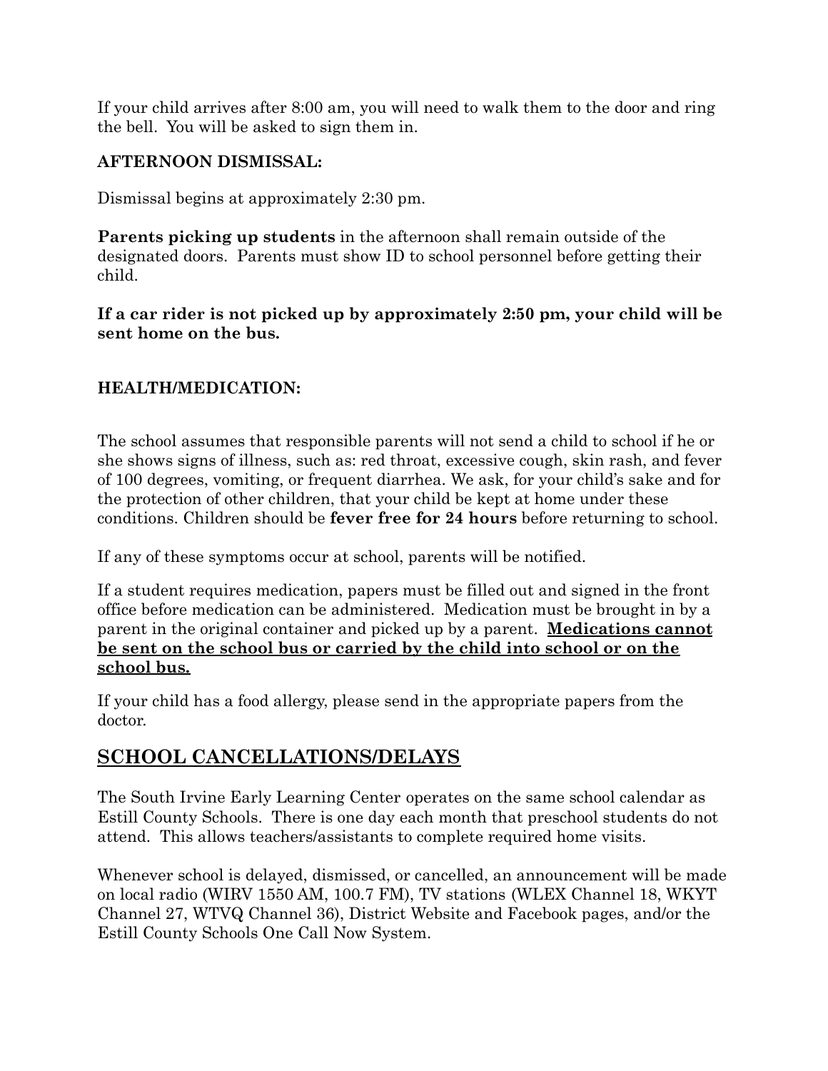If your child arrives after 8:00 am, you will need to walk them to the door and ring the bell. You will be asked to sign them in.

**AFTERNOON DISMISSAL:**

Dismissal begins at approximately 2:30 pm.

**Parents picking up students** in the afternoon shall remain outside of the designated doors. Parents must show ID to school personnel before getting their child.

**If a car rider is not picked up by approximately 2:50 pm, your child will be sent home on the bus.**

**HEALTH/MEDICATION:**

The school assumes that responsible parents will not send a child to school if he or she shows signs of illness, such as: red throat, excessive cough, skin rash, and fever of 100 degrees, vomiting, or frequent diarrhea. We ask, for your child's sake and for the protection of other children, that your child be kept at home under these conditions. Children should be **fever free for 24 hours** before returning to school.

If any of these symptoms occur at school, parents will be notified.

If a student requires medication, papers must be filled out and signed in the front office before medication can be administered. Medication must be brought in by a parent in the original container and picked up by a parent. **<u>Medications cannot be sent on the school bus or carried by the child into school or on the school bus.</u>**

If your child has a food allergy, please send in the appropriate papers from the doctor.

## <u>SCHOOL CANCELLATIONS/DELAYS</u>

The South Irvine Early Learning Center operates on the same school calendar as Estill County Schools. There is one day each month that preschool students do not attend. This allows teachers/assistants to complete required home visits.

Whenever school is delayed, dismissed, or cancelled, an announcement will be made on local radio (WIRV 1550 AM, 100.7 FM), TV stations (WLEX Channel 18, WKYT Channel 27, WTVQ Channel 36), District Website and Facebook pages, and/or the Estill County Schools One Call Now System.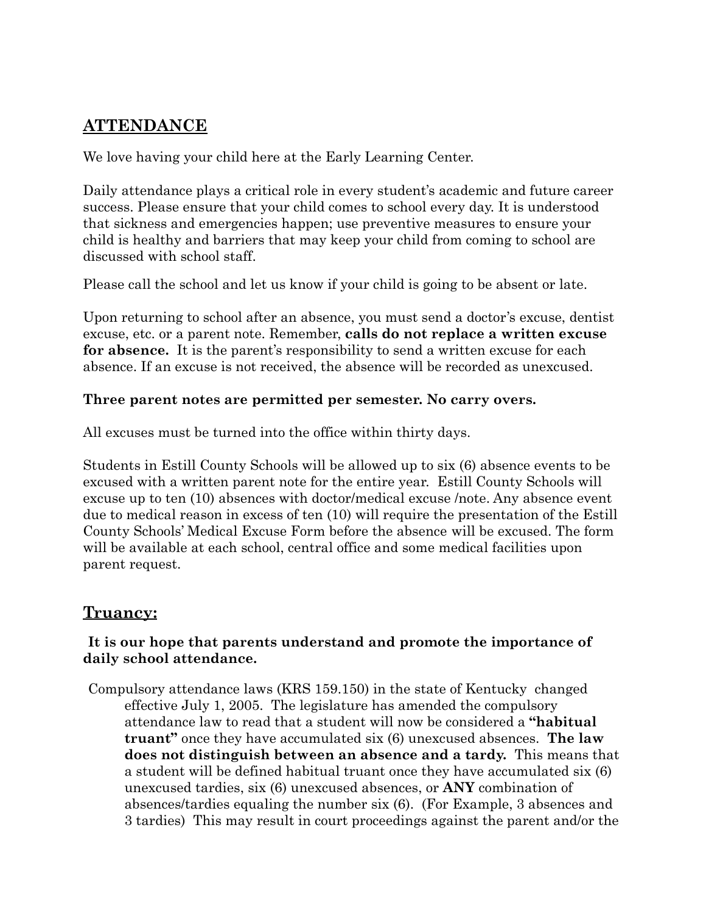## ATTENDANCE

We love having your child here at the Early Learning Center.

Daily attendance plays a critical role in every student's academic and future career success. Please ensure that your child comes to school every day. It is understood that sickness and emergencies happen; use preventive measures to ensure your child is healthy and barriers that may keep your child from coming to school are discussed with school staff.

Please call the school and let us know if your child is going to be absent or late.

Upon returning to school after an absence, you must send a doctor's excuse, dentist excuse, etc. or a parent note. Remember, **calls do not replace a written excuse for absence.** It is the parent's responsibility to send a written excuse for each absence. If an excuse is not received, the absence will be recorded as unexcused.

**Three parent notes are permitted per semester. No carry overs.**

All excuses must be turned into the office within thirty days.

Students in Estill County Schools will be allowed up to six (6) absence events to be excused with a written parent note for the entire year. Estill County Schools will excuse up to ten (10) absences with doctor/medical excuse /note. Any absence event due to medical reason in excess of ten (10) will require the presentation of the Estill County Schools' Medical Excuse Form before the absence will be excused. The form will be available at each school, central office and some medical facilities upon parent request.

## Truancy:

**It is our hope that parents understand and promote the importance of daily school attendance.**

Compulsory attendance laws (KRS 159.150) in the state of Kentucky changed effective July 1, 2005. The legislature has amended the compulsory attendance law to read that a student will now be considered a **"habitual truant"** once they have accumulated six (6) unexcused absences. **The law does not distinguish between an absence and a tardy.** This means that a student will be defined habitual truant once they have accumulated six (6) unexcused tardies, six (6) unexcused absences, or **ANY** combination of absences/tardies equaling the number six (6). (For Example, 3 absences and 3 tardies) This may result in court proceedings against the parent and/or the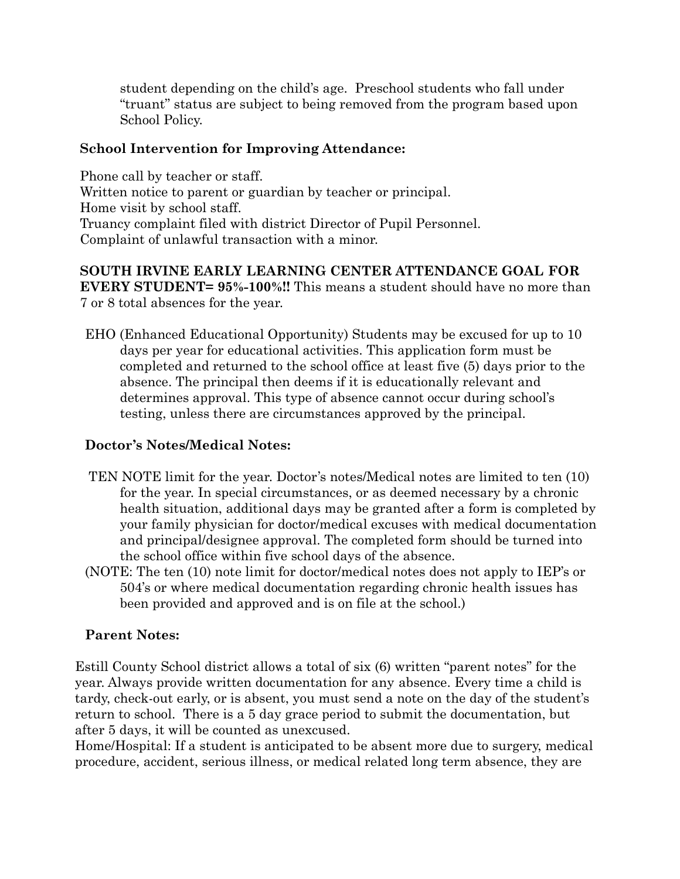student depending on the child's age. Preschool students who fall under "truant" status are subject to being removed from the program based upon School Policy.

**School Intervention for Improving Attendance:**

Phone call by teacher or staff.
Written notice to parent or guardian by teacher or principal.
Home visit by school staff.
Truancy complaint filed with district Director of Pupil Personnel.
Complaint of unlawful transaction with a minor.

**SOUTH IRVINE EARLY LEARNING CENTER ATTENDANCE GOAL FOR EVERY STUDENT= 95%-100%!!** This means a student should have no more than 7 or 8 total absences for the year.

EHO (Enhanced Educational Opportunity) Students may be excused for up to 10 days per year for educational activities. This application form must be completed and returned to the school office at least five (5) days prior to the absence. The principal then deems if it is educationally relevant and determines approval. This type of absence cannot occur during school's testing, unless there are circumstances approved by the principal.

**Doctor's Notes/Medical Notes:**

TEN NOTE limit for the year. Doctor's notes/Medical notes are limited to ten (10) for the year. In special circumstances, or as deemed necessary by a chronic health situation, additional days may be granted after a form is completed by your family physician for doctor/medical excuses with medical documentation and principal/designee approval. The completed form should be turned into the school office within five school days of the absence.

(NOTE: The ten (10) note limit for doctor/medical notes does not apply to IEP's or 504's or where medical documentation regarding chronic health issues has been provided and approved and is on file at the school.)

**Parent Notes:**

Estill County School district allows a total of six (6) written "parent notes" for the year. Always provide written documentation for any absence. Every time a child is tardy, check-out early, or is absent, you must send a note on the day of the student's return to school. There is a 5 day grace period to submit the documentation, but after 5 days, it will be counted as unexcused.

Home/Hospital: If a student is anticipated to be absent more due to surgery, medical procedure, accident, serious illness, or medical related long term absence, they are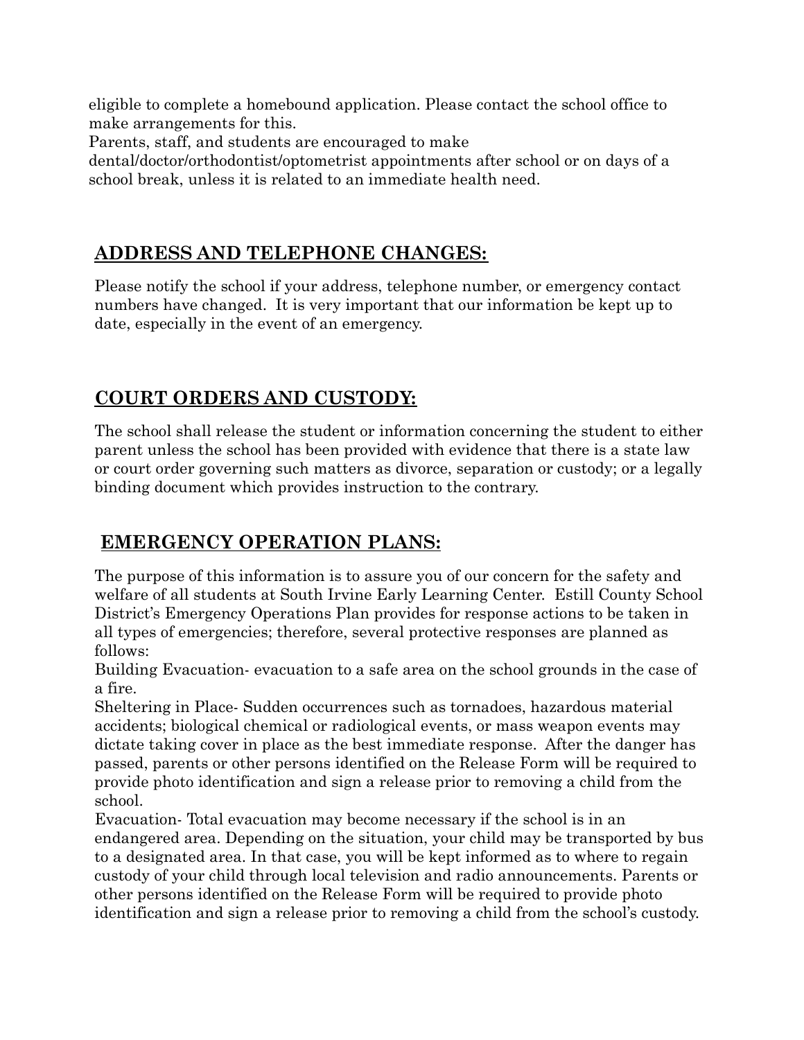eligible to complete a homebound application. Please contact the school office to make arrangements for this.

Parents, staff, and students are encouraged to make dental/doctor/orthodontist/optometrist appointments after school or on days of a school break, unless it is related to an immediate health need.

## ADDRESS AND TELEPHONE CHANGES:

Please notify the school if your address, telephone number, or emergency contact numbers have changed. It is very important that our information be kept up to date, especially in the event of an emergency.

## COURT ORDERS AND CUSTODY:

The school shall release the student or information concerning the student to either parent unless the school has been provided with evidence that there is a state law or court order governing such matters as divorce, separation or custody; or a legally binding document which provides instruction to the contrary.

## EMERGENCY OPERATION PLANS:

The purpose of this information is to assure you of our concern for the safety and welfare of all students at South Irvine Early Learning Center. Estill County School District's Emergency Operations Plan provides for response actions to be taken in all types of emergencies; therefore, several protective responses are planned as follows:

Building Evacuation- evacuation to a safe area on the school grounds in the case of a fire.

Sheltering in Place- Sudden occurrences such as tornadoes, hazardous material accidents; biological chemical or radiological events, or mass weapon events may dictate taking cover in place as the best immediate response. After the danger has passed, parents or other persons identified on the Release Form will be required to provide photo identification and sign a release prior to removing a child from the school.

Evacuation- Total evacuation may become necessary if the school is in an endangered area. Depending on the situation, your child may be transported by bus to a designated area. In that case, you will be kept informed as to where to regain custody of your child through local television and radio announcements. Parents or other persons identified on the Release Form will be required to provide photo identification and sign a release prior to removing a child from the school's custody.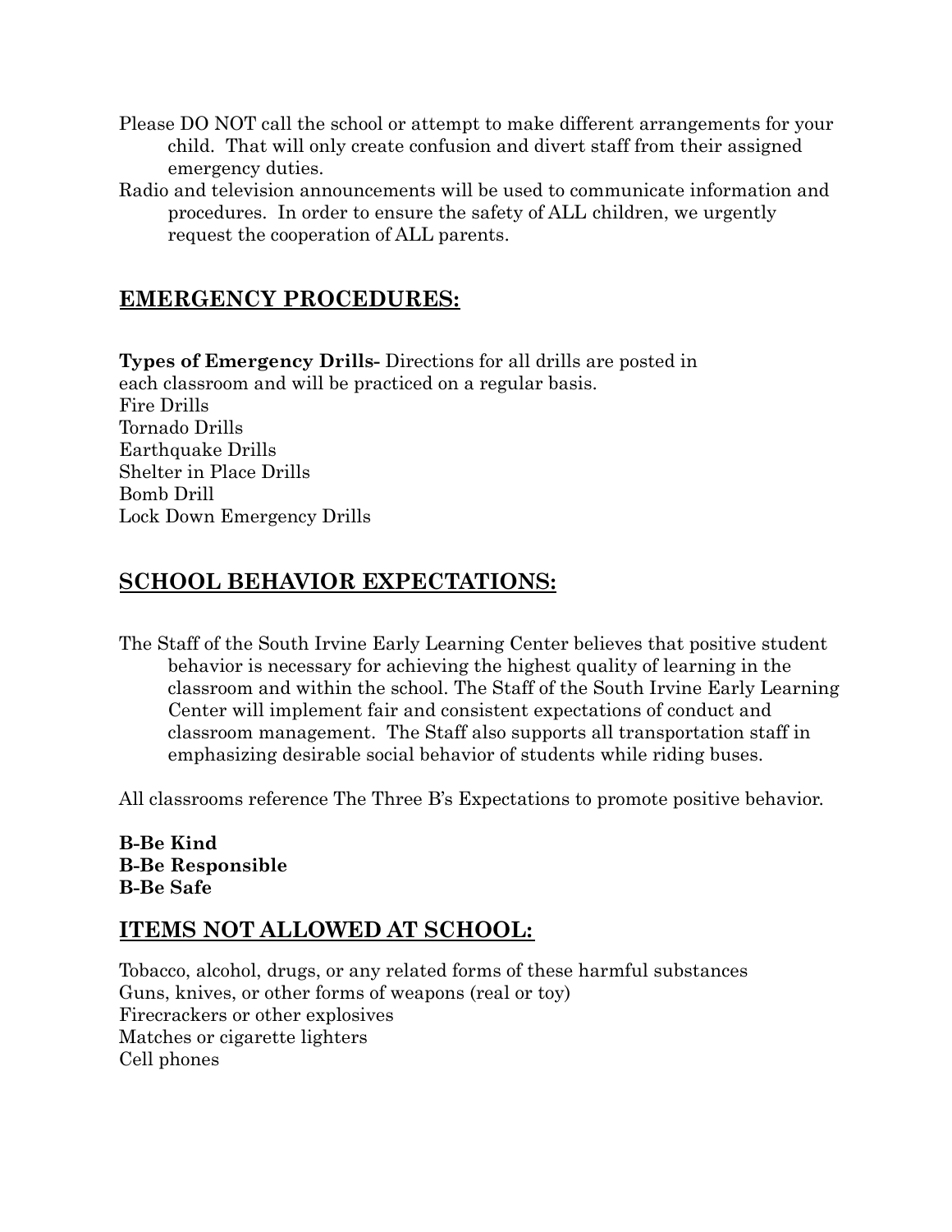Please DO NOT call the school or attempt to make different arrangements for your child. That will only create confusion and divert staff from their assigned emergency duties.

Radio and television announcements will be used to communicate information and procedures. In order to ensure the safety of ALL children, we urgently request the cooperation of ALL parents.

## EMERGENCY PROCEDURES:

**Types of Emergency Drills-** Directions for all drills are posted in each classroom and will be practiced on a regular basis.

Fire Drills
Tornado Drills
Earthquake Drills
Shelter in Place Drills
Bomb Drill
Lock Down Emergency Drills

## SCHOOL BEHAVIOR EXPECTATIONS:

The Staff of the South Irvine Early Learning Center believes that positive student behavior is necessary for achieving the highest quality of learning in the classroom and within the school. The Staff of the South Irvine Early Learning Center will implement fair and consistent expectations of conduct and classroom management. The Staff also supports all transportation staff in emphasizing desirable social behavior of students while riding buses.

All classrooms reference The Three B's Expectations to promote positive behavior.

**B-Be Kind**
**B-Be Responsible**
**B-Be Safe**

## ITEMS NOT ALLOWED AT SCHOOL:

Tobacco, alcohol, drugs, or any related forms of these harmful substances
Guns, knives, or other forms of weapons (real or toy)
Firecrackers or other explosives
Matches or cigarette lighters
Cell phones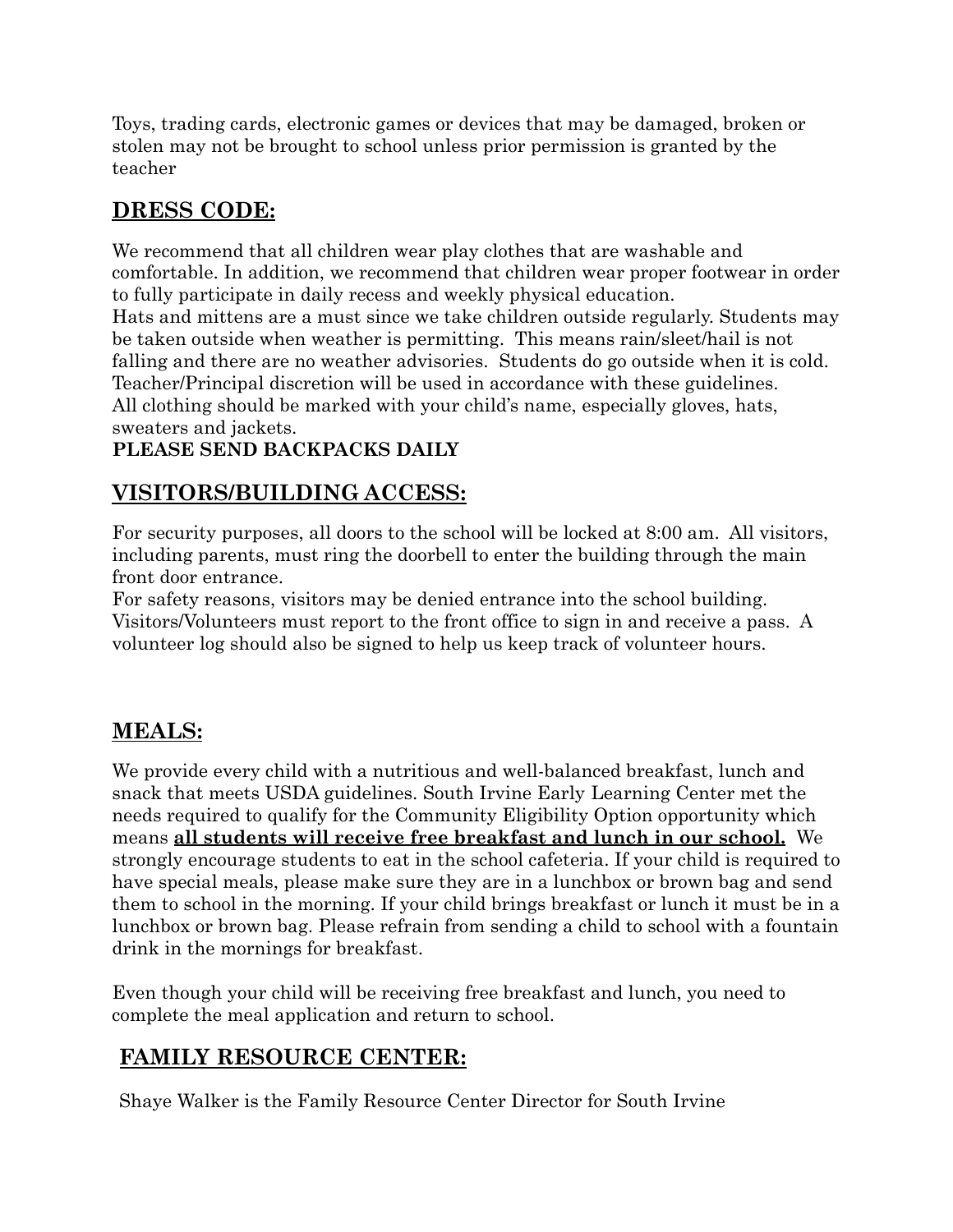Toys, trading cards, electronic games or devices that may be damaged, broken or stolen may not be brought to school unless prior permission is granted by the teacher

## **DRESS CODE:**

We recommend that all children wear play clothes that are washable and comfortable. In addition, we recommend that children wear proper footwear in order to fully participate in daily recess and weekly physical education.
Hats and mittens are a must since we take children outside regularly. Students may be taken outside when weather is permitting. This means rain/sleet/hail is not falling and there are no weather advisories. Students do go outside when it is cold. Teacher/Principal discretion will be used in accordance with these guidelines.
All clothing should be marked with your child's name, especially gloves, hats, sweaters and jackets.
**PLEASE SEND BACKPACKS DAILY**

## **VISITORS/BUILDING ACCESS:**

For security purposes, all doors to the school will be locked at 8:00 am. All visitors, including parents, must ring the doorbell to enter the building through the main front door entrance.
For safety reasons, visitors may be denied entrance into the school building. Visitors/Volunteers must report to the front office to sign in and receive a pass. A volunteer log should also be signed to help us keep track of volunteer hours.

## **MEALS:**

We provide every child with a nutritious and well-balanced breakfast, lunch and snack that meets USDA guidelines. South Irvine Early Learning Center met the needs required to qualify for the Community Eligibility Option opportunity which means **all students will receive free breakfast and lunch in our school.** We strongly encourage students to eat in the school cafeteria. If your child is required to have special meals, please make sure they are in a lunchbox or brown bag and send them to school in the morning. If your child brings breakfast or lunch it must be in a lunchbox or brown bag. Please refrain from sending a child to school with a fountain drink in the mornings for breakfast.

Even though your child will be receiving free breakfast and lunch, you need to complete the meal application and return to school.

## **FAMILY RESOURCE CENTER:**

Shaye Walker is the Family Resource Center Director for South Irvine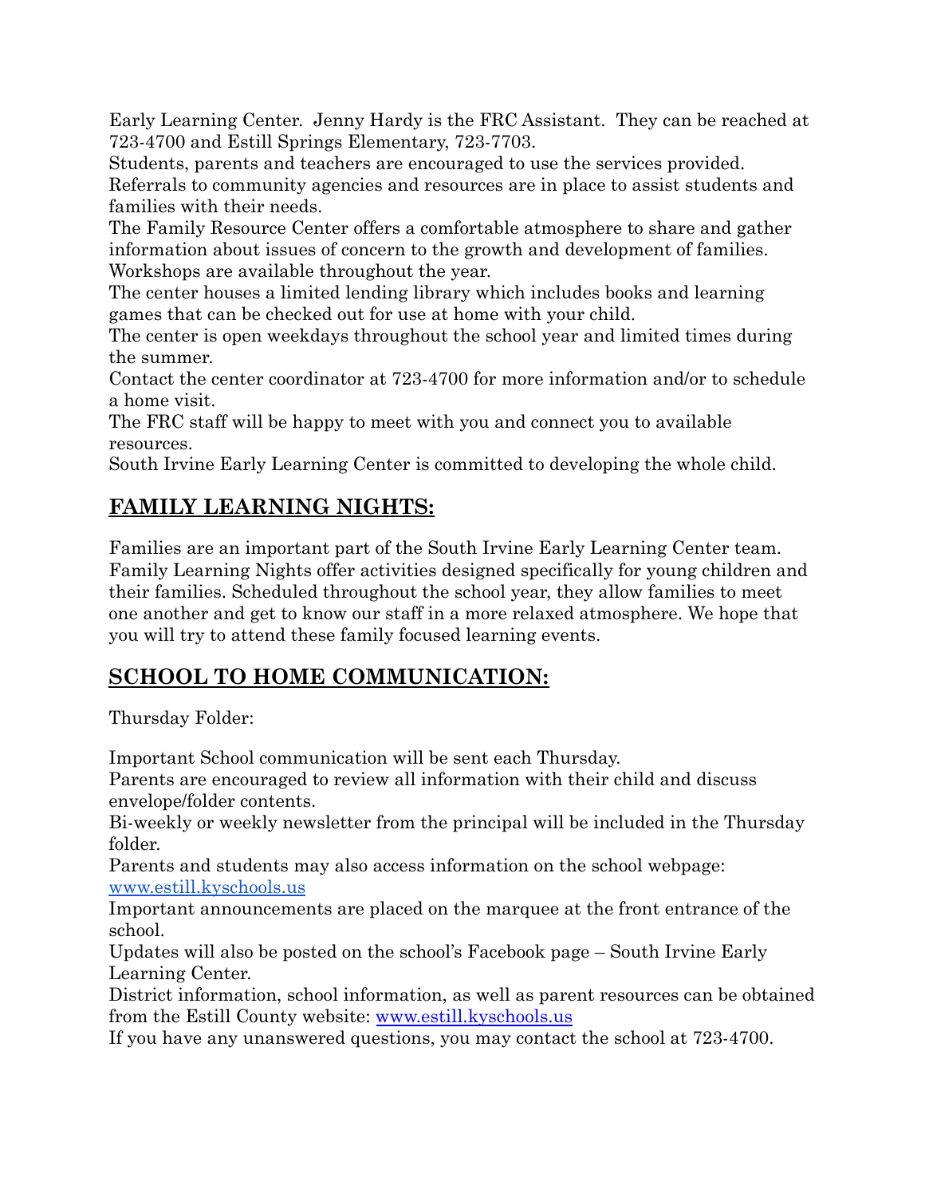Early Learning Center. Jenny Hardy is the FRC Assistant. They can be reached at 723-4700 and Estill Springs Elementary, 723-7703.

Students, parents and teachers are encouraged to use the services provided.

Referrals to community agencies and resources are in place to assist students and families with their needs.

The Family Resource Center offers a comfortable atmosphere to share and gather information about issues of concern to the growth and development of families.

Workshops are available throughout the year.

The center houses a limited lending library which includes books and learning games that can be checked out for use at home with your child.

The center is open weekdays throughout the school year and limited times during the summer.

Contact the center coordinator at 723-4700 for more information and/or to schedule a home visit.

The FRC staff will be happy to meet with you and connect you to available resources.

South Irvine Early Learning Center is committed to developing the whole child.

## FAMILY LEARNING NIGHTS:

Families are an important part of the South Irvine Early Learning Center team. Family Learning Nights offer activities designed specifically for young children and their families. Scheduled throughout the school year, they allow families to meet one another and get to know our staff in a more relaxed atmosphere. We hope that you will try to attend these family focused learning events.

## SCHOOL TO HOME COMMUNICATION:

Thursday Folder:

Important School communication will be sent each Thursday.

Parents are encouraged to review all information with their child and discuss envelope/folder contents.

Bi-weekly or weekly newsletter from the principal will be included in the Thursday folder.

Parents and students may also access information on the school webpage: [www.estill.kyschools.us](http://www.estill.kyschools.us)

Important announcements are placed on the marquee at the front entrance of the school.

Updates will also be posted on the school's Facebook page – South Irvine Early Learning Center.

District information, school information, as well as parent resources can be obtained from the Estill County website: [www.estill.kyschools.us](http://www.estill.kyschools.us)

If you have any unanswered questions, you may contact the school at 723-4700.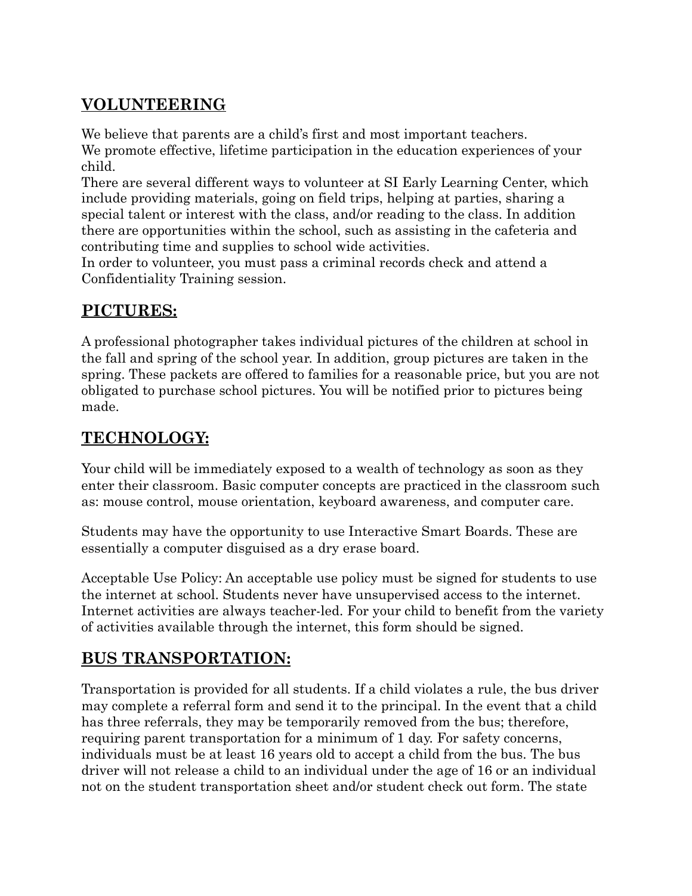## VOLUNTEERING

We believe that parents are a child's first and most important teachers.
We promote effective, lifetime participation in the education experiences of your child.
There are several different ways to volunteer at SI Early Learning Center, which include providing materials, going on field trips, helping at parties, sharing a special talent or interest with the class, and/or reading to the class. In addition there are opportunities within the school, such as assisting in the cafeteria and contributing time and supplies to school wide activities.
In order to volunteer, you must pass a criminal records check and attend a Confidentiality Training session.

## PICTURES:

A professional photographer takes individual pictures of the children at school in the fall and spring of the school year. In addition, group pictures are taken in the spring. These packets are offered to families for a reasonable price, but you are not obligated to purchase school pictures. You will be notified prior to pictures being made.

## TECHNOLOGY:

Your child will be immediately exposed to a wealth of technology as soon as they enter their classroom. Basic computer concepts are practiced in the classroom such as: mouse control, mouse orientation, keyboard awareness, and computer care.

Students may have the opportunity to use Interactive Smart Boards. These are essentially a computer disguised as a dry erase board.

Acceptable Use Policy: An acceptable use policy must be signed for students to use the internet at school. Students never have unsupervised access to the internet. Internet activities are always teacher-led. For your child to benefit from the variety of activities available through the internet, this form should be signed.

## BUS TRANSPORTATION:

Transportation is provided for all students. If a child violates a rule, the bus driver may complete a referral form and send it to the principal. In the event that a child has three referrals, they may be temporarily removed from the bus; therefore, requiring parent transportation for a minimum of 1 day. For safety concerns, individuals must be at least 16 years old to accept a child from the bus. The bus driver will not release a child to an individual under the age of 16 or an individual not on the student transportation sheet and/or student check out form. The state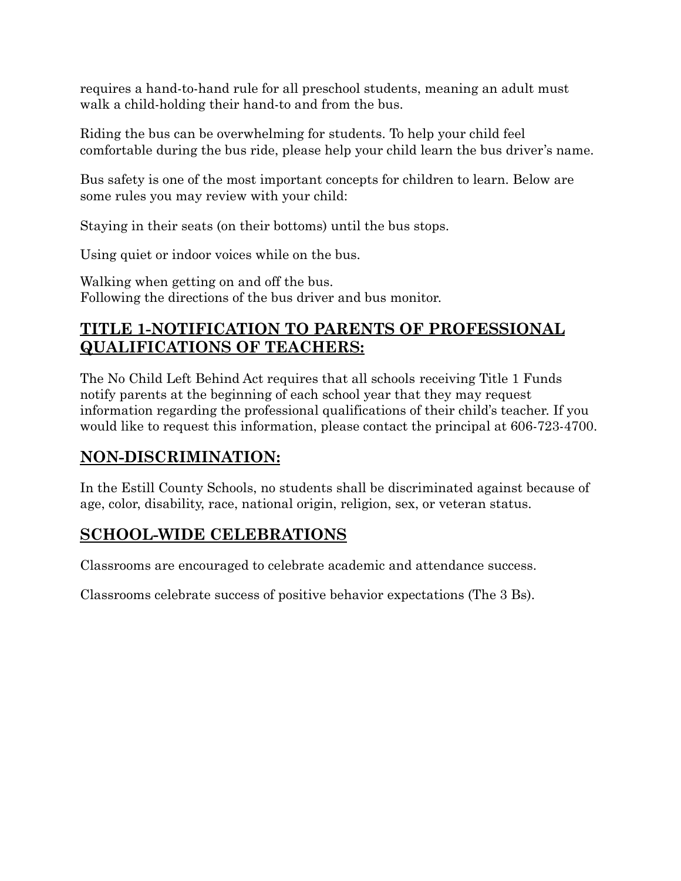requires a hand-to-hand rule for all preschool students, meaning an adult must walk a child-holding their hand-to and from the bus.

Riding the bus can be overwhelming for students. To help your child feel comfortable during the bus ride, please help your child learn the bus driver's name.

Bus safety is one of the most important concepts for children to learn. Below are some rules you may review with your child:

Staying in their seats (on their bottoms) until the bus stops.

Using quiet or indoor voices while on the bus.

Walking when getting on and off the bus.
Following the directions of the bus driver and bus monitor.

## **TITLE 1-NOTIFICATION TO PARENTS OF PROFESSIONAL QUALIFICATIONS OF TEACHERS:**

The No Child Left Behind Act requires that all schools receiving Title 1 Funds notify parents at the beginning of each school year that they may request information regarding the professional qualifications of their child's teacher. If you would like to request this information, please contact the principal at 606-723-4700.

## **NON-DISCRIMINATION:**

In the Estill County Schools, no students shall be discriminated against because of age, color, disability, race, national origin, religion, sex, or veteran status.

## **SCHOOL-WIDE CELEBRATIONS**

Classrooms are encouraged to celebrate academic and attendance success.

Classrooms celebrate success of positive behavior expectations (The 3 Bs).